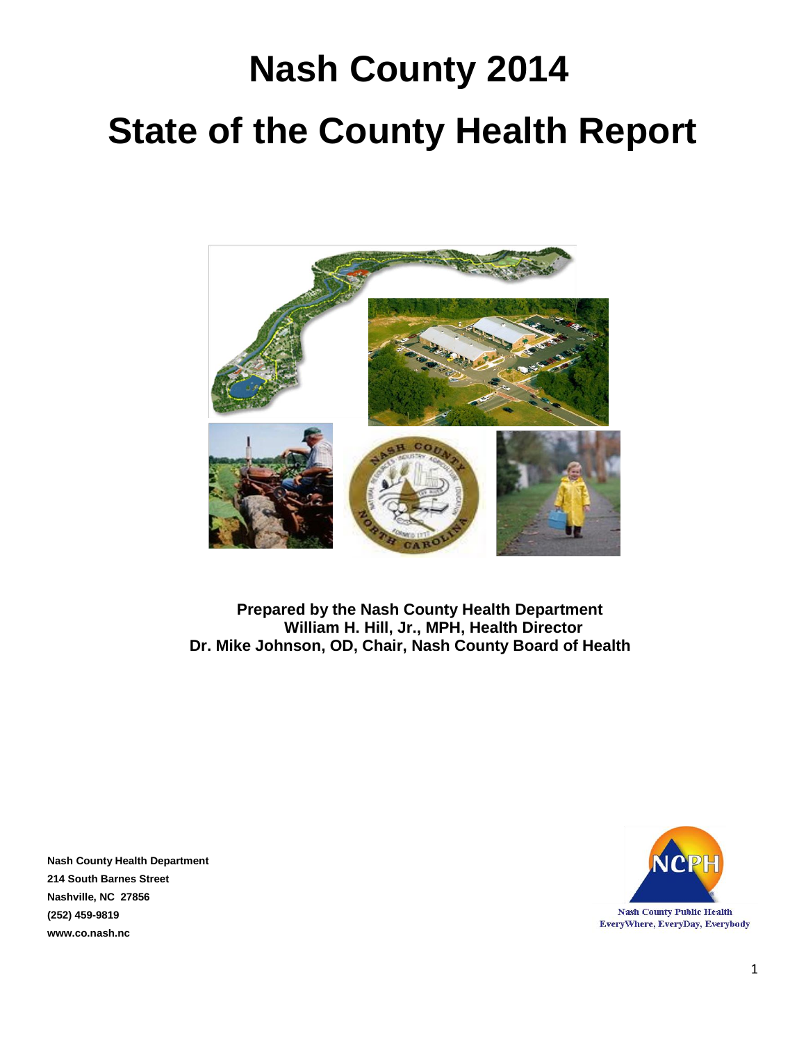# Nash County 2014

# State of the County Health Report

**Prepared by the Nash County Health Department**
**William H. Hill, Jr., MPH, Health Director**
**Dr. Mike Johnson, OD, Chair, Nash County Board of Health**

**Nash County Health Department**
**214 South Barnes Street**
**Nashville, NC 27856**
**(252) 459-9819**
**www.co.nash.nc**

Nash County Public Health
EveryWhere, EveryDay, Everybody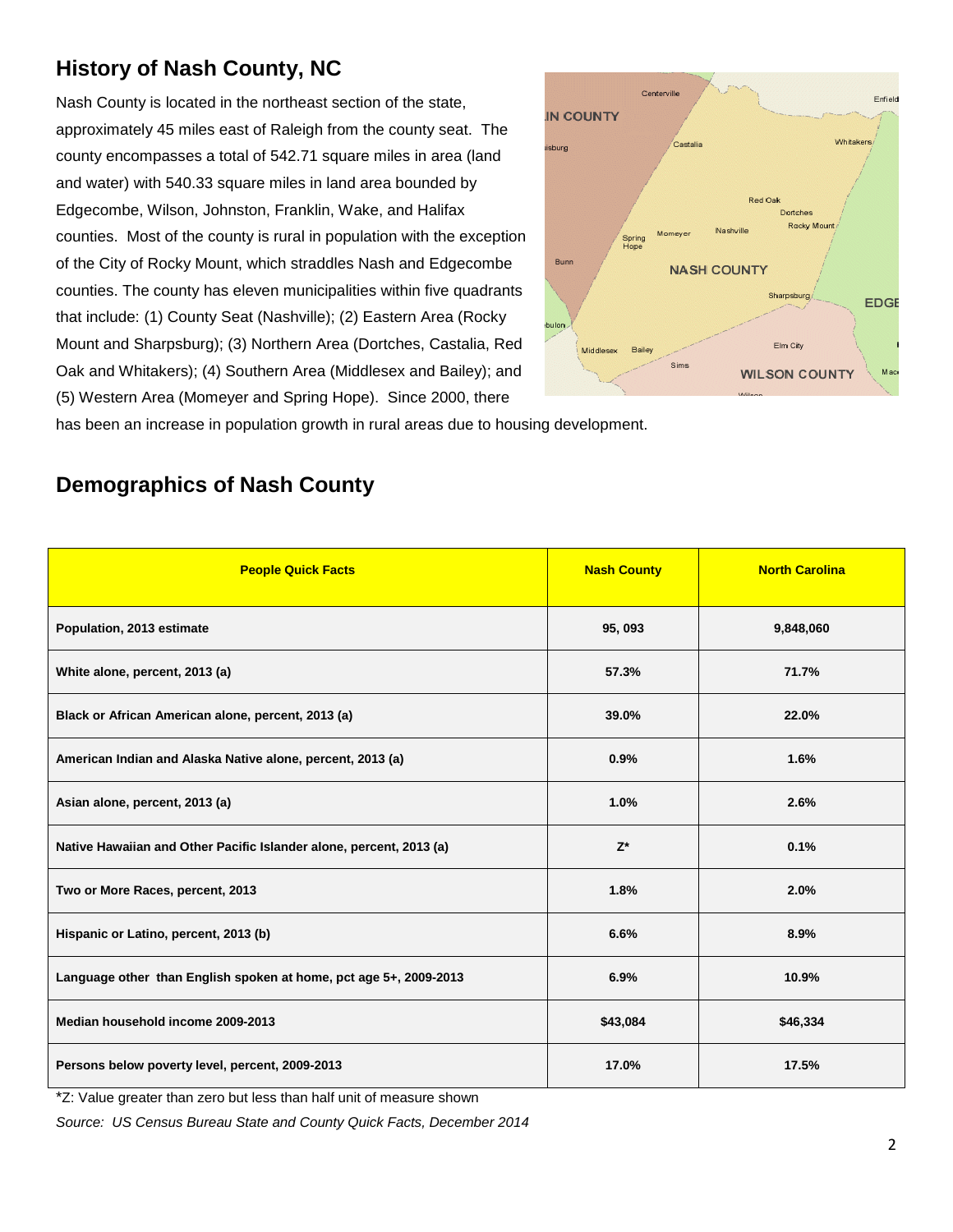## History of Nash County, NC

Nash County is located in the northeast section of the state, approximately 45 miles east of Raleigh from the county seat. The county encompasses a total of 542.71 square miles in area (land and water) with 540.33 square miles in land area bounded by Edgecombe, Wilson, Johnston, Franklin, Wake, and Halifax counties. Most of the county is rural in population with the exception of the City of Rocky Mount, which straddles Nash and Edgecombe counties. The county has eleven municipalities within five quadrants that include: (1) County Seat (Nashville); (2) Eastern Area (Rocky Mount and Sharpsburg); (3) Northern Area (Dortches, Castalia, Red Oak and Whitakers); (4) Southern Area (Middlesex and Bailey); and (5) Western Area (Momeyer and Spring Hope). Since 2000, there has been an increase in population growth in rural areas due to housing development.

## Demographics of Nash County

| People Quick Facts | Nash County | North Carolina |
|---|---|---|
| Population, 2013 estimate | 95, 093 | 9,848,060 |
| White alone, percent, 2013 (a) | 57.3% | 71.7% |
| Black or African American alone, percent, 2013 (a) | 39.0% | 22.0% |
| American Indian and Alaska Native alone, percent, 2013 (a) | 0.9% | 1.6% |
| Asian alone, percent, 2013 (a) | 1.0% | 2.6% |
| Native Hawaiian and Other Pacific Islander alone, percent, 2013 (a) | Z* | 0.1% |
| Two or More Races, percent, 2013 | 1.8% | 2.0% |
| Hispanic or Latino, percent, 2013 (b) | 6.6% | 8.9% |
| Language other than English spoken at home, pct age 5+, 2009-2013 | 6.9% | 10.9% |
| Median household income 2009-2013 | $43,084 | $46,334 |
| Persons below poverty level, percent, 2009-2013 | 17.0% | 17.5% |

*Z: Value greater than zero but less than half unit of measure shown

*Source: US Census Bureau State and County Quick Facts, December 2014*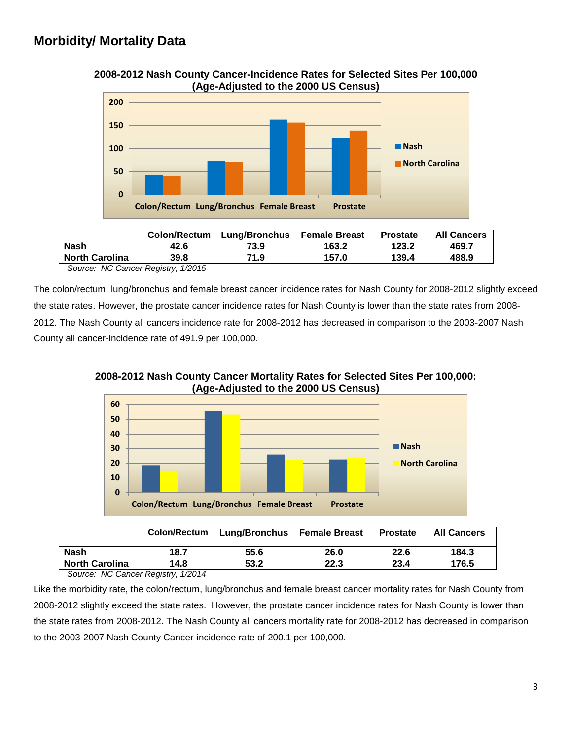## Morbidity/ Mortality Data

**2008-2012 Nash County Cancer-Incidence Rates for Selected Sites Per 100,000 (Age-Adjusted to the 2000 US Census)**

200
150
100
50
0
Colon/Rectum Lung/Bronchus Female Breast Prostate
Nash
North Carolina

| | Colon/Rectum | Lung/Bronchus | Female Breast | Prostate | All Cancers |
|---|---|---|---|---|---|
| **Nash** | **42.6** | **73.9** | **163.2** | **123.2** | **469.7** |
| **North Carolina** | **39.8** | **71.9** | **157.0** | **139.4** | **488.9** |

*Source: NC Cancer Registry, 1/2015*

The colon/rectum, lung/bronchus and female breast cancer incidence rates for Nash County for 2008-2012 slightly exceed the state rates. However, the prostate cancer incidence rates for Nash County is lower than the state rates from 2008-2012. The Nash County all cancers incidence rate for 2008-2012 has decreased in comparison to the 2003-2007 Nash County all cancer-incidence rate of 491.9 per 100,000.

**2008-2012 Nash County Cancer Mortality Rates for Selected Sites Per 100,000: (Age-Adjusted to the 2000 US Census)**

60
50
40
30
20
10
0
Colon/Rectum Lung/Bronchus Female Breast Prostate
Nash
North Carolina

| | Colon/Rectum | Lung/Bronchus | Female Breast | Prostate | All Cancers |
|---|---|---|---|---|---|
| **Nash** | **18.7** | **55.6** | **26.0** | **22.6** | **184.3** |
| **North Carolina** | **14.8** | **53.2** | **22.3** | **23.4** | **176.5** |

*Source: NC Cancer Registry, 1/2014*

Like the morbidity rate, the colon/rectum, lung/bronchus and female breast cancer mortality rates for Nash County from 2008-2012 slightly exceed the state rates. However, the prostate cancer incidence rates for Nash County is lower than the state rates from 2008-2012. The Nash County all cancers mortality rate for 2008-2012 has decreased in comparison to the 2003-2007 Nash County Cancer-incidence rate of 200.1 per 100,000.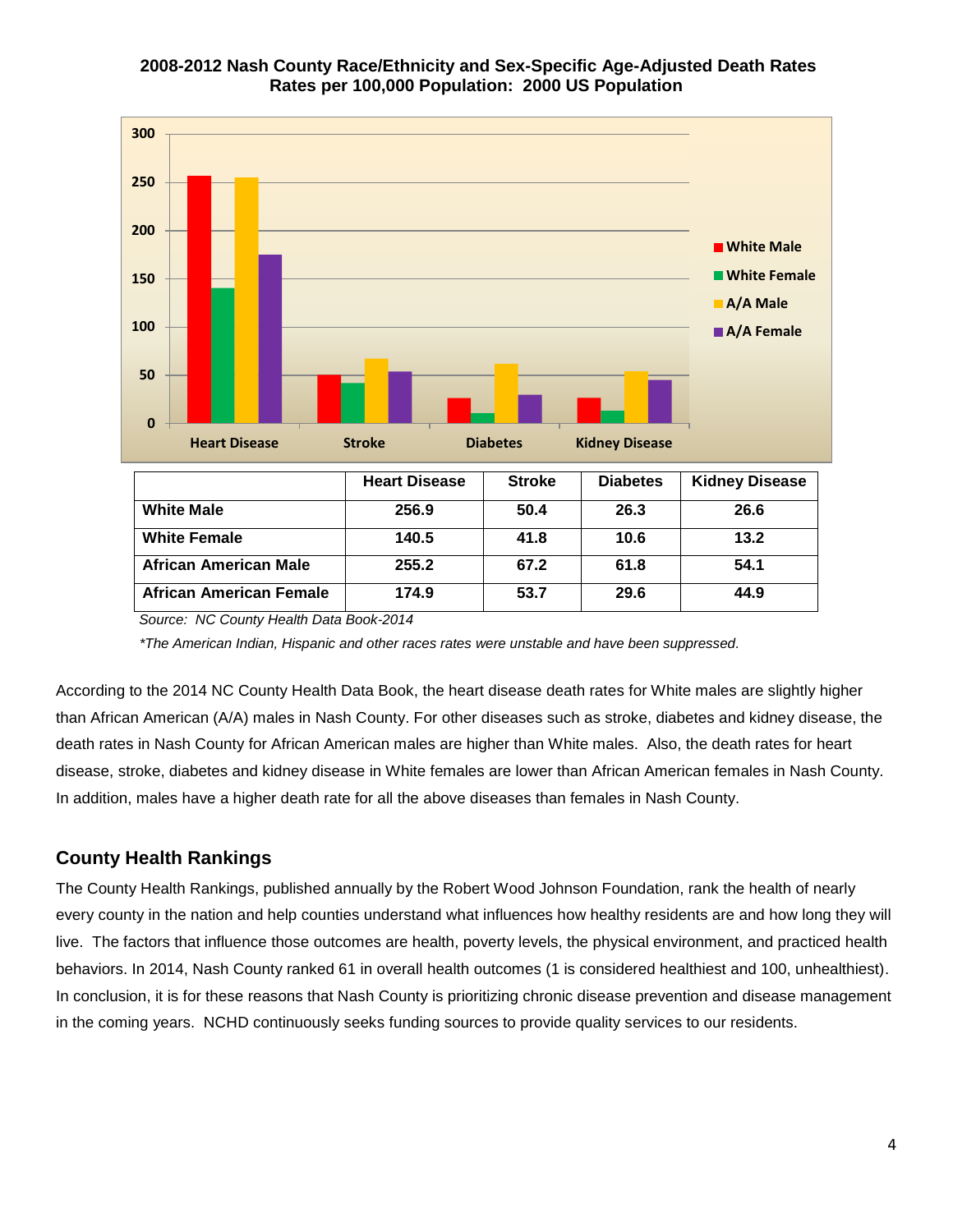**2008-2012 Nash County Race/Ethnicity and Sex-Specific Age-Adjusted Death Rates**
**Rates per 100,000 Population: 2000 US Population**

300
250
200
150
100
50
0

Heart Disease
Stroke
Diabetes
Kidney Disease

White Male
White Female
A/A Male
A/A Female

| | Heart Disease | Stroke | Diabetes | Kidney Disease |
|---|---|---|---|---|
| **White Male** | 256.9 | 50.4 | 26.3 | 26.6 |
| **White Female** | 140.5 | 41.8 | 10.6 | 13.2 |
| **African American Male** | 255.2 | 67.2 | 61.8 | 54.1 |
| **African American Female** | 174.9 | 53.7 | 29.6 | 44.9 |

*Source: NC County Health Data Book-2014*

*\*The American Indian, Hispanic and other races rates were unstable and have been suppressed.*

According to the 2014 NC County Health Data Book, the heart disease death rates for White males are slightly higher than African American (A/A) males in Nash County. For other diseases such as stroke, diabetes and kidney disease, the death rates in Nash County for African American males are higher than White males. Also, the death rates for heart disease, stroke, diabetes and kidney disease in White females are lower than African American females in Nash County. In addition, males have a higher death rate for all the above diseases than females in Nash County.

## County Health Rankings

The County Health Rankings, published annually by the Robert Wood Johnson Foundation, rank the health of nearly every county in the nation and help counties understand what influences how healthy residents are and how long they will live. The factors that influence those outcomes are health, poverty levels, the physical environment, and practiced health behaviors. In 2014, Nash County ranked 61 in overall health outcomes (1 is considered healthiest and 100, unhealthiest). In conclusion, it is for these reasons that Nash County is prioritizing chronic disease prevention and disease management in the coming years. NCHD continuously seeks funding sources to provide quality services to our residents.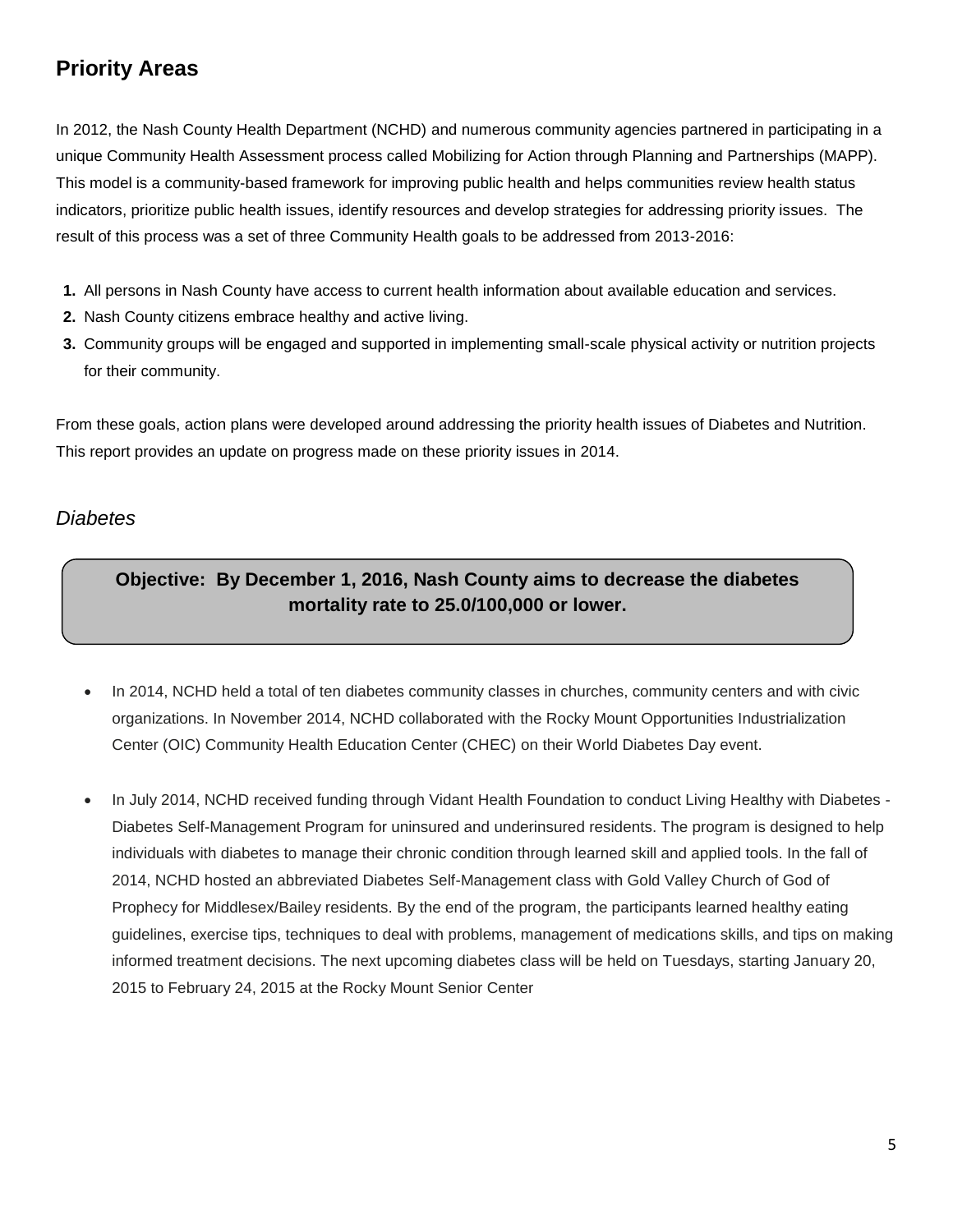## Priority Areas

In 2012, the Nash County Health Department (NCHD) and numerous community agencies partnered in participating in a unique Community Health Assessment process called Mobilizing for Action through Planning and Partnerships (MAPP). This model is a community-based framework for improving public health and helps communities review health status indicators, prioritize public health issues, identify resources and develop strategies for addressing priority issues. The result of this process was a set of three Community Health goals to be addressed from 2013-2016:

1. All persons in Nash County have access to current health information about available education and services.
2. Nash County citizens embrace healthy and active living.
3. Community groups will be engaged and supported in implementing small-scale physical activity or nutrition projects for their community.

From these goals, action plans were developed around addressing the priority health issues of Diabetes and Nutrition. This report provides an update on progress made on these priority issues in 2014.

### *Diabetes*

**Objective: By December 1, 2016, Nash County aims to decrease the diabetes mortality rate to 25.0/100,000 or lower.**

- In 2014, NCHD held a total of ten diabetes community classes in churches, community centers and with civic organizations. In November 2014, NCHD collaborated with the Rocky Mount Opportunities Industrialization Center (OIC) Community Health Education Center (CHEC) on their World Diabetes Day event.

- In July 2014, NCHD received funding through Vidant Health Foundation to conduct Living Healthy with Diabetes - Diabetes Self-Management Program for uninsured and underinsured residents. The program is designed to help individuals with diabetes to manage their chronic condition through learned skill and applied tools. In the fall of 2014, NCHD hosted an abbreviated Diabetes Self-Management class with Gold Valley Church of God of Prophecy for Middlesex/Bailey residents. By the end of the program, the participants learned healthy eating guidelines, exercise tips, techniques to deal with problems, management of medications skills, and tips on making informed treatment decisions. The next upcoming diabetes class will be held on Tuesdays, starting January 20, 2015 to February 24, 2015 at the Rocky Mount Senior Center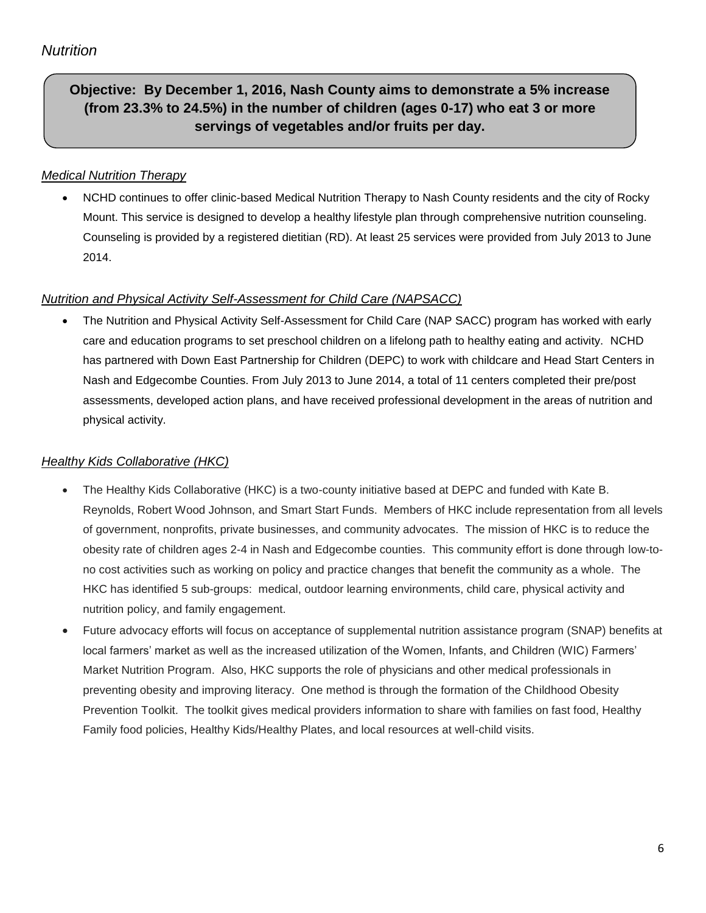## *Nutrition*

**Objective: By December 1, 2016, Nash County aims to demonstrate a 5% increase (from 23.3% to 24.5%) in the number of children (ages 0-17) who eat 3 or more servings of vegetables and/or fruits per day.**

### *Medical Nutrition Therapy*

- NCHD continues to offer clinic-based Medical Nutrition Therapy to Nash County residents and the city of Rocky Mount. This service is designed to develop a healthy lifestyle plan through comprehensive nutrition counseling. Counseling is provided by a registered dietitian (RD). At least 25 services were provided from July 2013 to June 2014.

### *Nutrition and Physical Activity Self-Assessment for Child Care (NAPSACC)*

- The Nutrition and Physical Activity Self-Assessment for Child Care (NAP SACC) program has worked with early care and education programs to set preschool children on a lifelong path to healthy eating and activity. NCHD has partnered with Down East Partnership for Children (DEPC) to work with childcare and Head Start Centers in Nash and Edgecombe Counties. From July 2013 to June 2014, a total of 11 centers completed their pre/post assessments, developed action plans, and have received professional development in the areas of nutrition and physical activity.

### *Healthy Kids Collaborative (HKC)*

- The Healthy Kids Collaborative (HKC) is a two-county initiative based at DEPC and funded with Kate B. Reynolds, Robert Wood Johnson, and Smart Start Funds. Members of HKC include representation from all levels of government, nonprofits, private businesses, and community advocates. The mission of HKC is to reduce the obesity rate of children ages 2-4 in Nash and Edgecombe counties. This community effort is done through low-to-no cost activities such as working on policy and practice changes that benefit the community as a whole. The HKC has identified 5 sub-groups: medical, outdoor learning environments, child care, physical activity and nutrition policy, and family engagement.
- Future advocacy efforts will focus on acceptance of supplemental nutrition assistance program (SNAP) benefits at local farmers' market as well as the increased utilization of the Women, Infants, and Children (WIC) Farmers' Market Nutrition Program. Also, HKC supports the role of physicians and other medical professionals in preventing obesity and improving literacy. One method is through the formation of the Childhood Obesity Prevention Toolkit. The toolkit gives medical providers information to share with families on fast food, Healthy Family food policies, Healthy Kids/Healthy Plates, and local resources at well-child visits.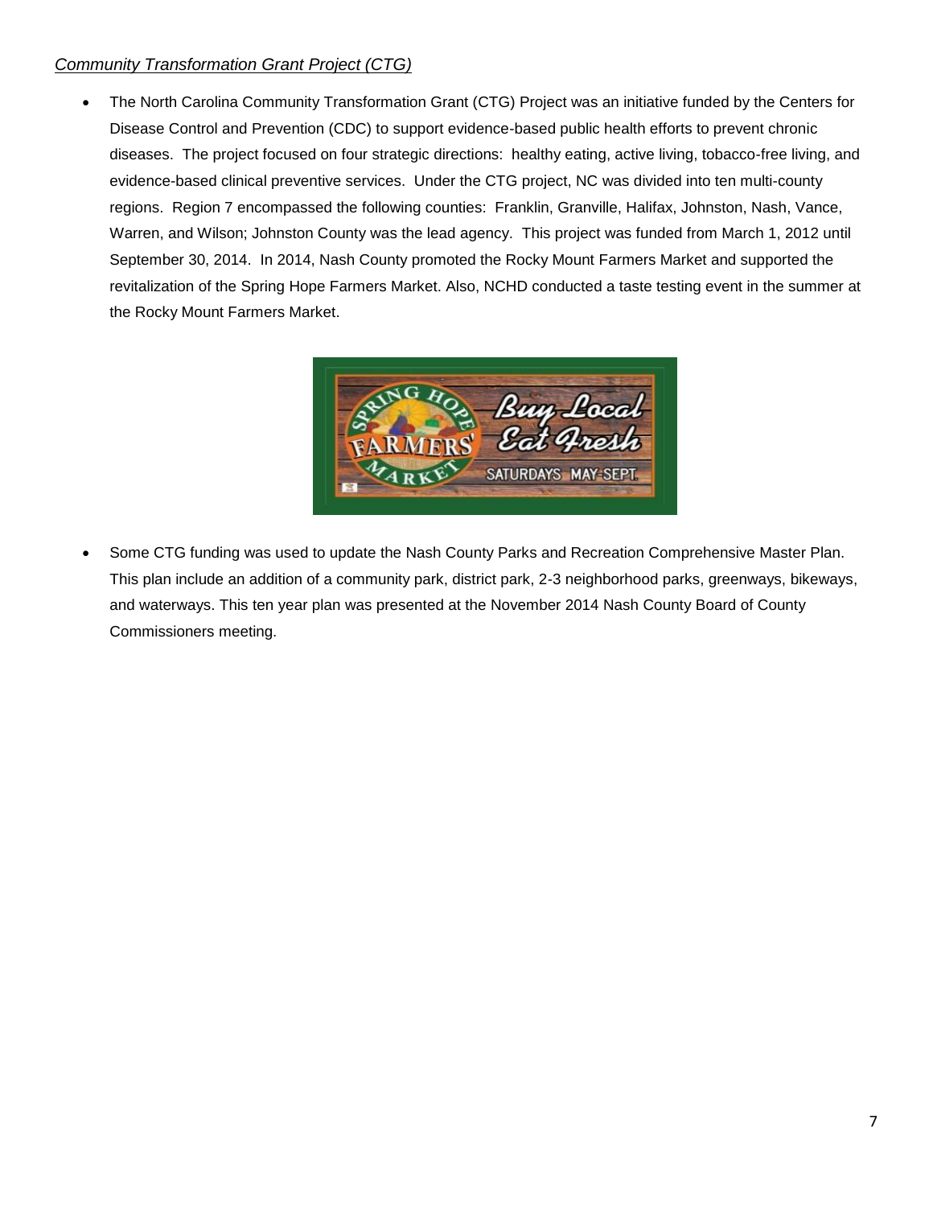*Community Transformation Grant Project (CTG)*

- The North Carolina Community Transformation Grant (CTG) Project was an initiative funded by the Centers for Disease Control and Prevention (CDC) to support evidence-based public health efforts to prevent chronic diseases. The project focused on four strategic directions: healthy eating, active living, tobacco-free living, and evidence-based clinical preventive services. Under the CTG project, NC was divided into ten multi-county regions. Region 7 encompassed the following counties: Franklin, Granville, Halifax, Johnston, Nash, Vance, Warren, and Wilson; Johnston County was the lead agency. This project was funded from March 1, 2012 until September 30, 2014. In 2014, Nash County promoted the Rocky Mount Farmers Market and supported the revitalization of the Spring Hope Farmers Market. Also, NCHD conducted a taste testing event in the summer at the Rocky Mount Farmers Market.

- Some CTG funding was used to update the Nash County Parks and Recreation Comprehensive Master Plan. This plan include an addition of a community park, district park, 2-3 neighborhood parks, greenways, bikeways, and waterways. This ten year plan was presented at the November 2014 Nash County Board of County Commissioners meeting.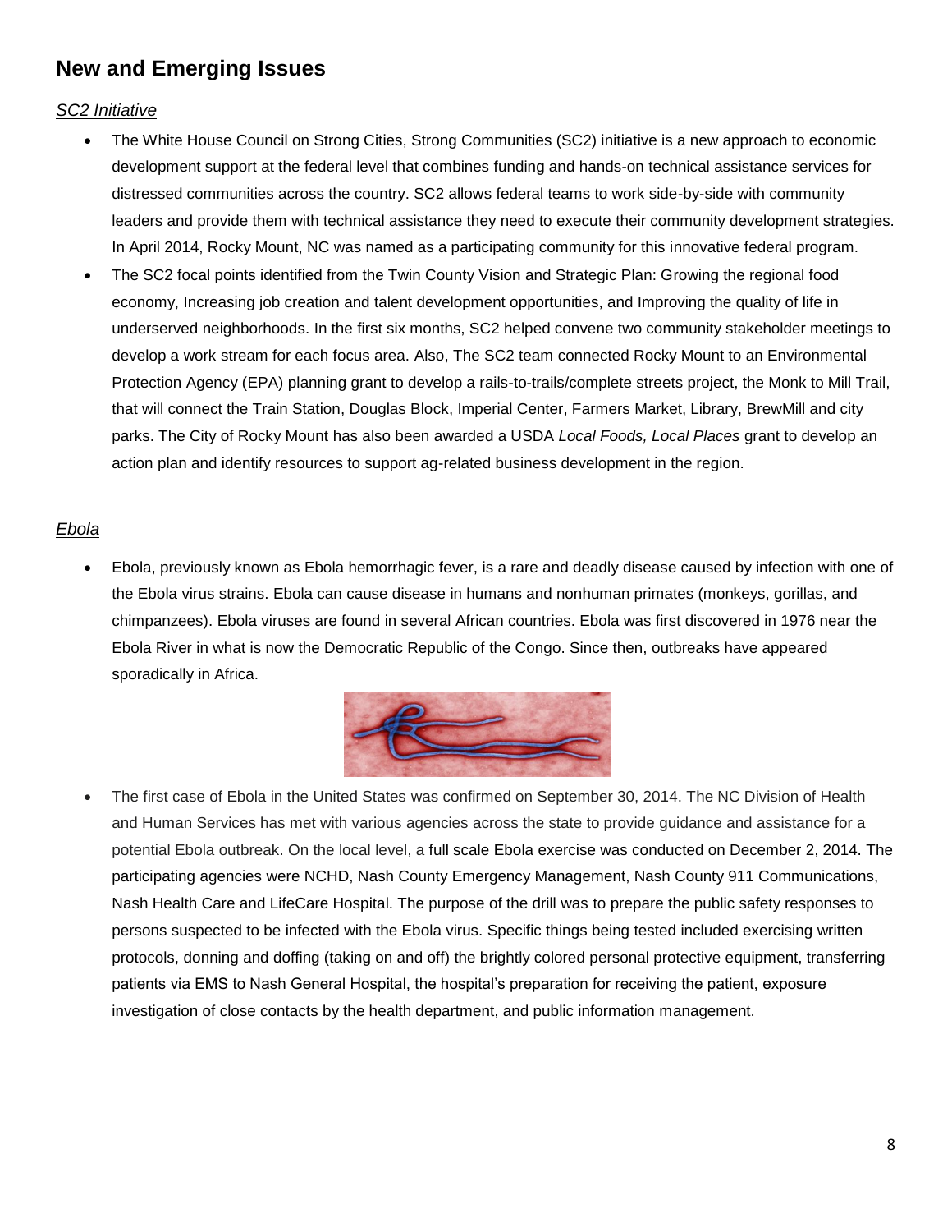## New and Emerging Issues

### *SC2 Initiative*

- The White House Council on Strong Cities, Strong Communities (SC2) initiative is a new approach to economic development support at the federal level that combines funding and hands-on technical assistance services for distressed communities across the country. SC2 allows federal teams to work side-by-side with community leaders and provide them with technical assistance they need to execute their community development strategies. In April 2014, Rocky Mount, NC was named as a participating community for this innovative federal program.
- The SC2 focal points identified from the Twin County Vision and Strategic Plan: Growing the regional food economy, Increasing job creation and talent development opportunities, and Improving the quality of life in underserved neighborhoods. In the first six months, SC2 helped convene two community stakeholder meetings to develop a work stream for each focus area. Also, The SC2 team connected Rocky Mount to an Environmental Protection Agency (EPA) planning grant to develop a rails-to-trails/complete streets project, the Monk to Mill Trail, that will connect the Train Station, Douglas Block, Imperial Center, Farmers Market, Library, BrewMill and city parks. The City of Rocky Mount has also been awarded a USDA *Local Foods, Local Places* grant to develop an action plan and identify resources to support ag-related business development in the region.

### *Ebola*

- Ebola, previously known as Ebola hemorrhagic fever, is a rare and deadly disease caused by infection with one of the Ebola virus strains. Ebola can cause disease in humans and nonhuman primates (monkeys, gorillas, and chimpanzees). Ebola viruses are found in several African countries. Ebola was first discovered in 1976 near the Ebola River in what is now the Democratic Republic of the Congo. Since then, outbreaks have appeared sporadically in Africa.
- The first case of Ebola in the United States was confirmed on September 30, 2014. The NC Division of Health and Human Services has met with various agencies across the state to provide guidance and assistance for a potential Ebola outbreak. On the local level, a full scale Ebola exercise was conducted on December 2, 2014. The participating agencies were NCHD, Nash County Emergency Management, Nash County 911 Communications, Nash Health Care and LifeCare Hospital. The purpose of the drill was to prepare the public safety responses to persons suspected to be infected with the Ebola virus. Specific things being tested included exercising written protocols, donning and doffing (taking on and off) the brightly colored personal protective equipment, transferring patients via EMS to Nash General Hospital, the hospital's preparation for receiving the patient, exposure investigation of close contacts by the health department, and public information management.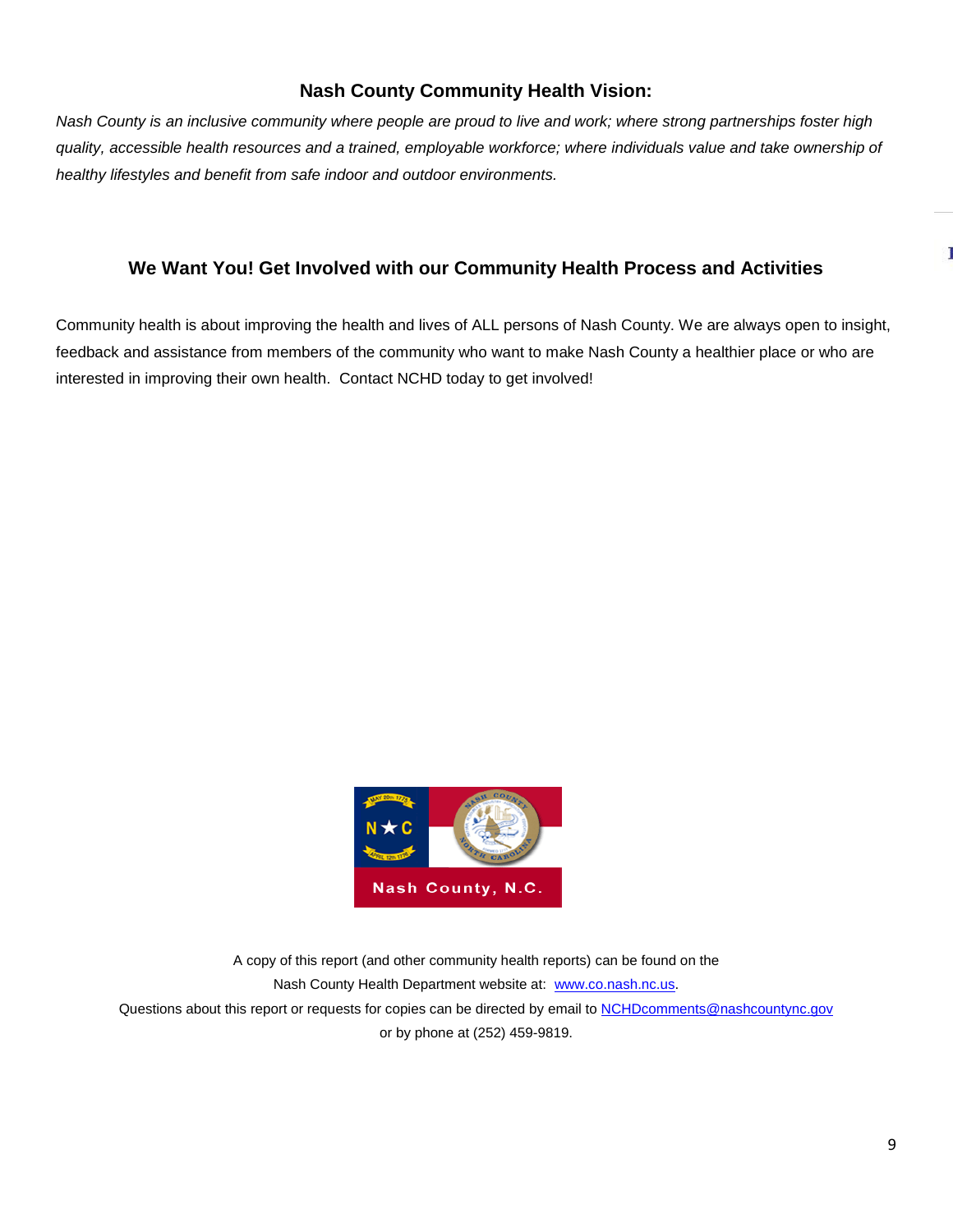## Nash County Community Health Vision:

*Nash County is an inclusive community where people are proud to live and work; where strong partnerships foster high quality, accessible health resources and a trained, employable workforce; where individuals value and take ownership of healthy lifestyles and benefit from safe indoor and outdoor environments.*

## We Want You! Get Involved with our Community Health Process and Activities

Community health is about improving the health and lives of ALL persons of Nash County. We are always open to insight, feedback and assistance from members of the community who want to make Nash County a healthier place or who are interested in improving their own health. Contact NCHD today to get involved!

A copy of this report (and other community health reports) can be found on the Nash County Health Department website at: www.co.nash.nc.us.

Questions about this report or requests for copies can be directed by email to NCHDcomments@nashcountync.gov or by phone at (252) 459-9819.